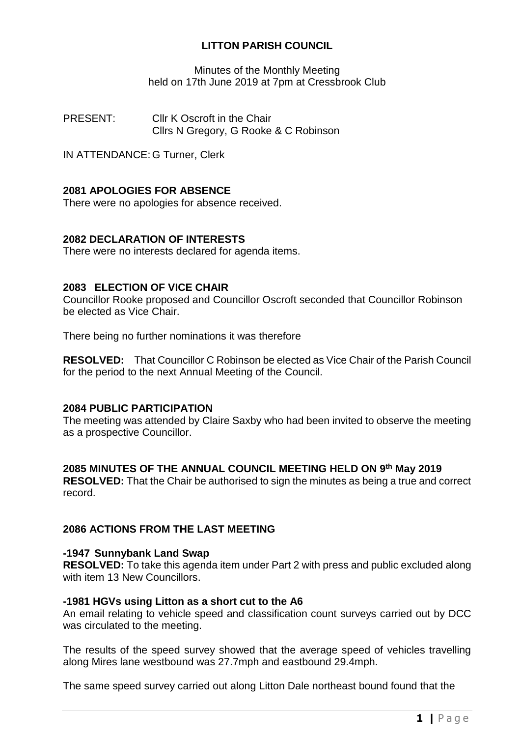# LITTON PARISH COUNCIL

Minutes of the Monthly Meeting
held on 17th June 2019 at 7pm at Cressbrook Club

PRESENT: Cllr K Oscroft in the Chair
Cllrs N Gregory, G Rooke & C Robinson

IN ATTENDANCE: G Turner, Clerk

## 2081 APOLOGIES FOR ABSENCE

There were no apologies for absence received.

## 2082 DECLARATION OF INTERESTS

There were no interests declared for agenda items.

## 2083 ELECTION OF VICE CHAIR

Councillor Rooke proposed and Councillor Oscroft seconded that Councillor Robinson be elected as Vice Chair.

There being no further nominations it was therefore

**RESOLVED:** That Councillor C Robinson be elected as Vice Chair of the Parish Council for the period to the next Annual Meeting of the Council.

## 2084 PUBLIC PARTICIPATION

The meeting was attended by Claire Saxby who had been invited to observe the meeting as a prospective Councillor.

## 2085 MINUTES OF THE ANNUAL COUNCIL MEETING HELD ON 9th May 2019

**RESOLVED:** That the Chair be authorised to sign the minutes as being a true and correct record.

## 2086 ACTIONS FROM THE LAST MEETING

### -1947 Sunnybank Land Swap

**RESOLVED:** To take this agenda item under Part 2 with press and public excluded along with item 13 New Councillors.

### -1981 HGVs using Litton as a short cut to the A6

An email relating to vehicle speed and classification count surveys carried out by DCC was circulated to the meeting.

The results of the speed survey showed that the average speed of vehicles travelling along Mires lane westbound was 27.7mph and eastbound 29.4mph.

The same speed survey carried out along Litton Dale northeast bound found that the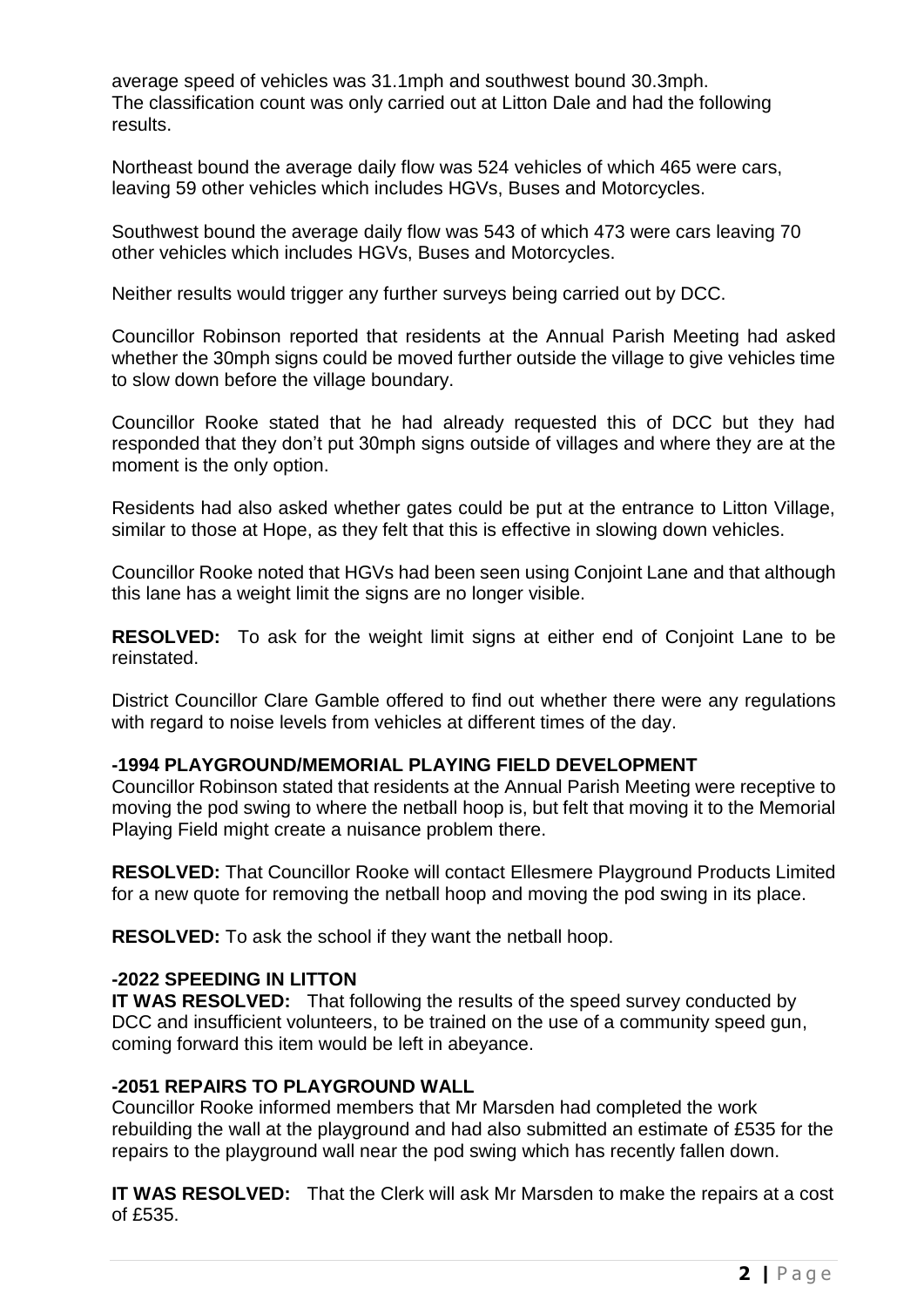average speed of vehicles was 31.1mph and southwest bound 30.3mph. The classification count was only carried out at Litton Dale and had the following results.

Northeast bound the average daily flow was 524 vehicles of which 465 were cars, leaving 59 other vehicles which includes HGVs, Buses and Motorcycles.

Southwest bound the average daily flow was 543 of which 473 were cars leaving 70 other vehicles which includes HGVs, Buses and Motorcycles.

Neither results would trigger any further surveys being carried out by DCC.

Councillor Robinson reported that residents at the Annual Parish Meeting had asked whether the 30mph signs could be moved further outside the village to give vehicles time to slow down before the village boundary.

Councillor Rooke stated that he had already requested this of DCC but they had responded that they don't put 30mph signs outside of villages and where they are at the moment is the only option.

Residents had also asked whether gates could be put at the entrance to Litton Village, similar to those at Hope, as they felt that this is effective in slowing down vehicles.

Councillor Rooke noted that HGVs had been seen using Conjoint Lane and that although this lane has a weight limit the signs are no longer visible.

**RESOLVED:** To ask for the weight limit signs at either end of Conjoint Lane to be reinstated.

District Councillor Clare Gamble offered to find out whether there were any regulations with regard to noise levels from vehicles at different times of the day.

**-1994 PLAYGROUND/MEMORIAL PLAYING FIELD DEVELOPMENT**

Councillor Robinson stated that residents at the Annual Parish Meeting were receptive to moving the pod swing to where the netball hoop is, but felt that moving it to the Memorial Playing Field might create a nuisance problem there.

**RESOLVED:** That Councillor Rooke will contact Ellesmere Playground Products Limited for a new quote for removing the netball hoop and moving the pod swing in its place.

**RESOLVED:** To ask the school if they want the netball hoop.

**-2022 SPEEDING IN LITTON**

**IT WAS RESOLVED:** That following the results of the speed survey conducted by DCC and insufficient volunteers, to be trained on the use of a community speed gun, coming forward this item would be left in abeyance.

**-2051 REPAIRS TO PLAYGROUND WALL**

Councillor Rooke informed members that Mr Marsden had completed the work rebuilding the wall at the playground and had also submitted an estimate of £535 for the repairs to the playground wall near the pod swing which has recently fallen down.

**IT WAS RESOLVED:** That the Clerk will ask Mr Marsden to make the repairs at a cost of £535.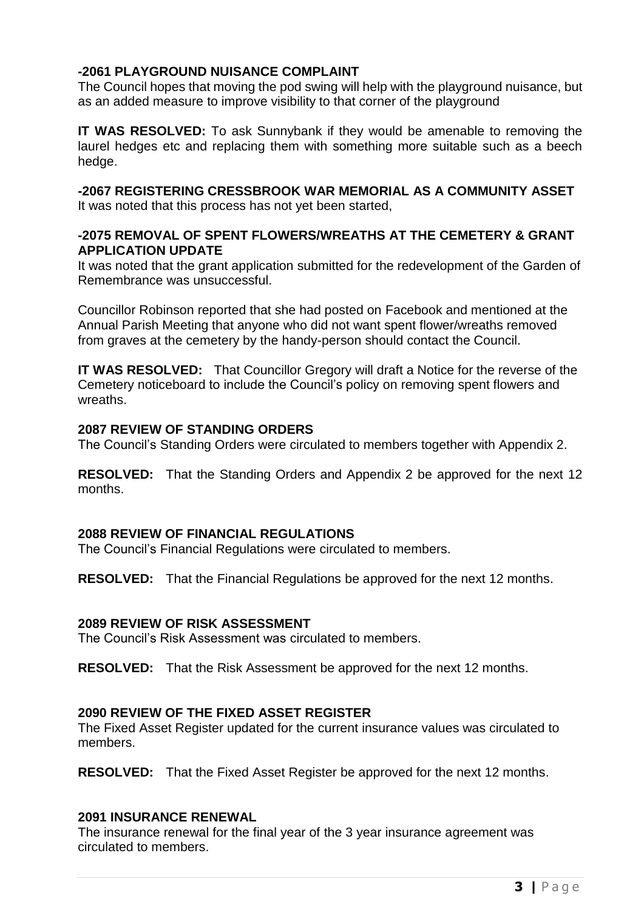**-2061 PLAYGROUND NUISANCE COMPLAINT**

The Council hopes that moving the pod swing will help with the playground nuisance, but as an added measure to improve visibility to that corner of the playground

**IT WAS RESOLVED:** To ask Sunnybank if they would be amenable to removing the laurel hedges etc and replacing them with something more suitable such as a beech hedge.

**-2067 REGISTERING CRESSBROOK WAR MEMORIAL AS A COMMUNITY ASSET**

It was noted that this process has not yet been started,

**-2075 REMOVAL OF SPENT FLOWERS/WREATHS AT THE CEMETERY & GRANT APPLICATION UPDATE**

It was noted that the grant application submitted for the redevelopment of the Garden of Remembrance was unsuccessful.

Councillor Robinson reported that she had posted on Facebook and mentioned at the Annual Parish Meeting that anyone who did not want spent flower/wreaths removed from graves at the cemetery by the handy-person should contact the Council.

**IT WAS RESOLVED:** That Councillor Gregory will draft a Notice for the reverse of the Cemetery noticeboard to include the Council's policy on removing spent flowers and wreaths.

**2087 REVIEW OF STANDING ORDERS**

The Council's Standing Orders were circulated to members together with Appendix 2.

**RESOLVED:** That the Standing Orders and Appendix 2 be approved for the next 12 months.

**2088 REVIEW OF FINANCIAL REGULATIONS**

The Council's Financial Regulations were circulated to members.

**RESOLVED:** That the Financial Regulations be approved for the next 12 months.

**2089 REVIEW OF RISK ASSESSMENT**

The Council's Risk Assessment was circulated to members.

**RESOLVED:** That the Risk Assessment be approved for the next 12 months.

**2090 REVIEW OF THE FIXED ASSET REGISTER**

The Fixed Asset Register updated for the current insurance values was circulated to members.

**RESOLVED:** That the Fixed Asset Register be approved for the next 12 months.

**2091 INSURANCE RENEWAL**

The insurance renewal for the final year of the 3 year insurance agreement was circulated to members.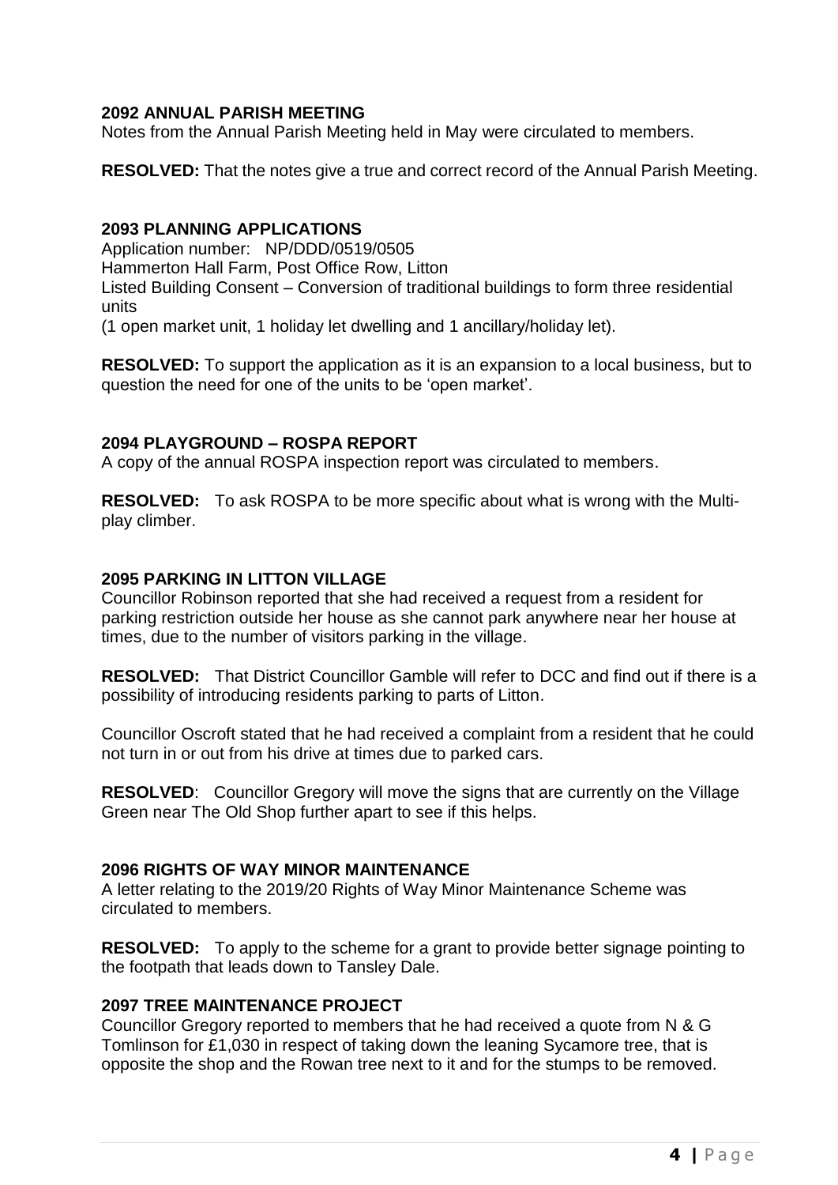## 2092 ANNUAL PARISH MEETING

Notes from the Annual Parish Meeting held in May were circulated to members.

**RESOLVED:** That the notes give a true and correct record of the Annual Parish Meeting.

## 2093 PLANNING APPLICATIONS

Application number: NP/DDD/0519/0505
Hammerton Hall Farm, Post Office Row, Litton
Listed Building Consent – Conversion of traditional buildings to form three residential units
(1 open market unit, 1 holiday let dwelling and 1 ancillary/holiday let).

**RESOLVED:** To support the application as it is an expansion to a local business, but to question the need for one of the units to be 'open market'.

## 2094 PLAYGROUND – ROSPA REPORT

A copy of the annual ROSPA inspection report was circulated to members.

**RESOLVED:** To ask ROSPA to be more specific about what is wrong with the Multi-play climber.

## 2095 PARKING IN LITTON VILLAGE

Councillor Robinson reported that she had received a request from a resident for parking restriction outside her house as she cannot park anywhere near her house at times, due to the number of visitors parking in the village.

**RESOLVED:** That District Councillor Gamble will refer to DCC and find out if there is a possibility of introducing residents parking to parts of Litton.

Councillor Oscroft stated that he had received a complaint from a resident that he could not turn in or out from his drive at times due to parked cars.

**RESOLVED**: Councillor Gregory will move the signs that are currently on the Village Green near The Old Shop further apart to see if this helps.

## 2096 RIGHTS OF WAY MINOR MAINTENANCE

A letter relating to the 2019/20 Rights of Way Minor Maintenance Scheme was circulated to members.

**RESOLVED:** To apply to the scheme for a grant to provide better signage pointing to the footpath that leads down to Tansley Dale.

## 2097 TREE MAINTENANCE PROJECT

Councillor Gregory reported to members that he had received a quote from N & G Tomlinson for £1,030 in respect of taking down the leaning Sycamore tree, that is opposite the shop and the Rowan tree next to it and for the stumps to be removed.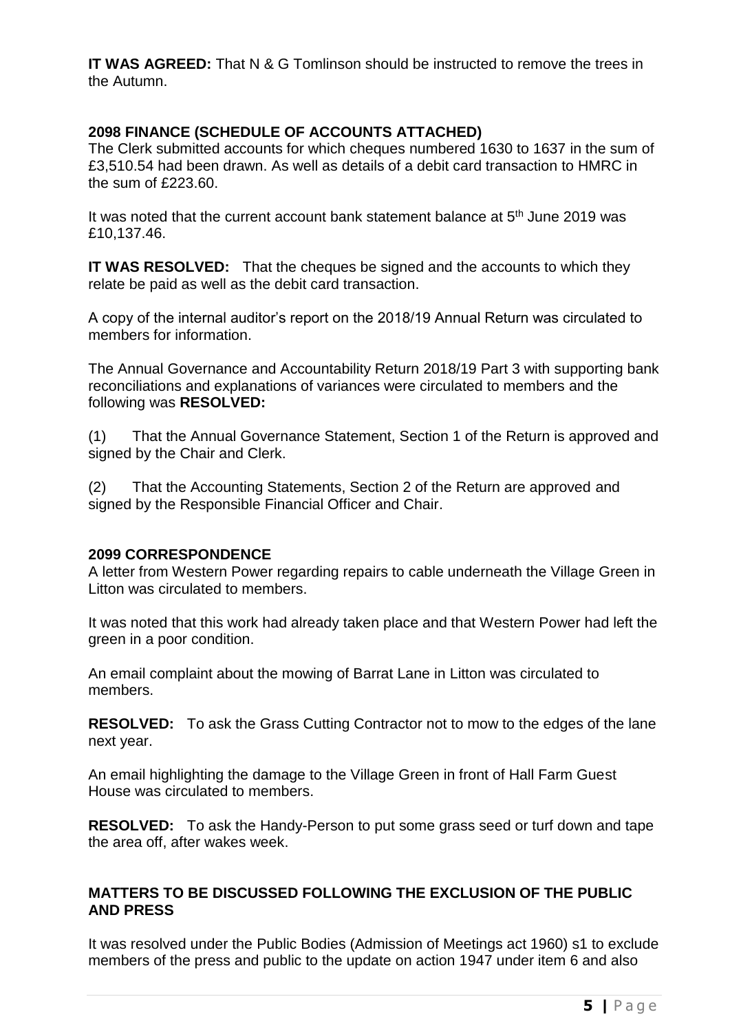**IT WAS AGREED:** That N & G Tomlinson should be instructed to remove the trees in the Autumn.

## 2098 FINANCE (SCHEDULE OF ACCOUNTS ATTACHED)

The Clerk submitted accounts for which cheques numbered 1630 to 1637 in the sum of £3,510.54 had been drawn. As well as details of a debit card transaction to HMRC in the sum of £223.60.

It was noted that the current account bank statement balance at 5th June 2019 was £10,137.46.

**IT WAS RESOLVED:** That the cheques be signed and the accounts to which they relate be paid as well as the debit card transaction.

A copy of the internal auditor's report on the 2018/19 Annual Return was circulated to members for information.

The Annual Governance and Accountability Return 2018/19 Part 3 with supporting bank reconciliations and explanations of variances were circulated to members and the following was **RESOLVED:**

(1) That the Annual Governance Statement, Section 1 of the Return is approved and signed by the Chair and Clerk.

(2) That the Accounting Statements, Section 2 of the Return are approved and signed by the Responsible Financial Officer and Chair.

## 2099 CORRESPONDENCE

A letter from Western Power regarding repairs to cable underneath the Village Green in Litton was circulated to members.

It was noted that this work had already taken place and that Western Power had left the green in a poor condition.

An email complaint about the mowing of Barrat Lane in Litton was circulated to members.

**RESOLVED:** To ask the Grass Cutting Contractor not to mow to the edges of the lane next year.

An email highlighting the damage to the Village Green in front of Hall Farm Guest House was circulated to members.

**RESOLVED:** To ask the Handy-Person to put some grass seed or turf down and tape the area off, after wakes week.

## MATTERS TO BE DISCUSSED FOLLOWING THE EXCLUSION OF THE PUBLIC AND PRESS

It was resolved under the Public Bodies (Admission of Meetings act 1960) s1 to exclude members of the press and public to the update on action 1947 under item 6 and also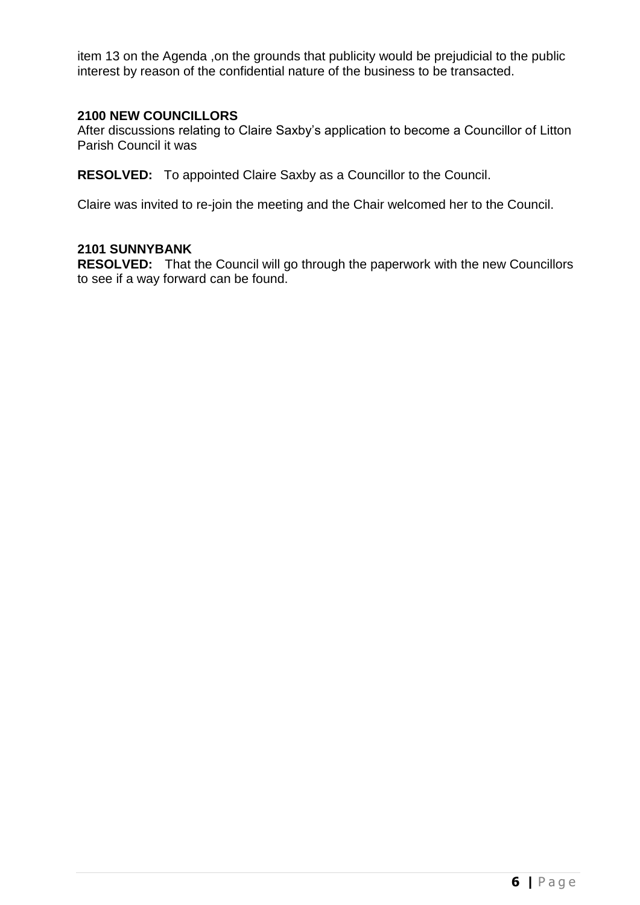item 13 on the Agenda ,on the grounds that publicity would be prejudicial to the public interest by reason of the confidential nature of the business to be transacted.

**2100 NEW COUNCILLORS**

After discussions relating to Claire Saxby's application to become a Councillor of Litton Parish Council it was

**RESOLVED:** To appointed Claire Saxby as a Councillor to the Council.

Claire was invited to re-join the meeting and the Chair welcomed her to the Council.

**2101 SUNNYBANK**

**RESOLVED:** That the Council will go through the paperwork with the new Councillors to see if a way forward can be found.